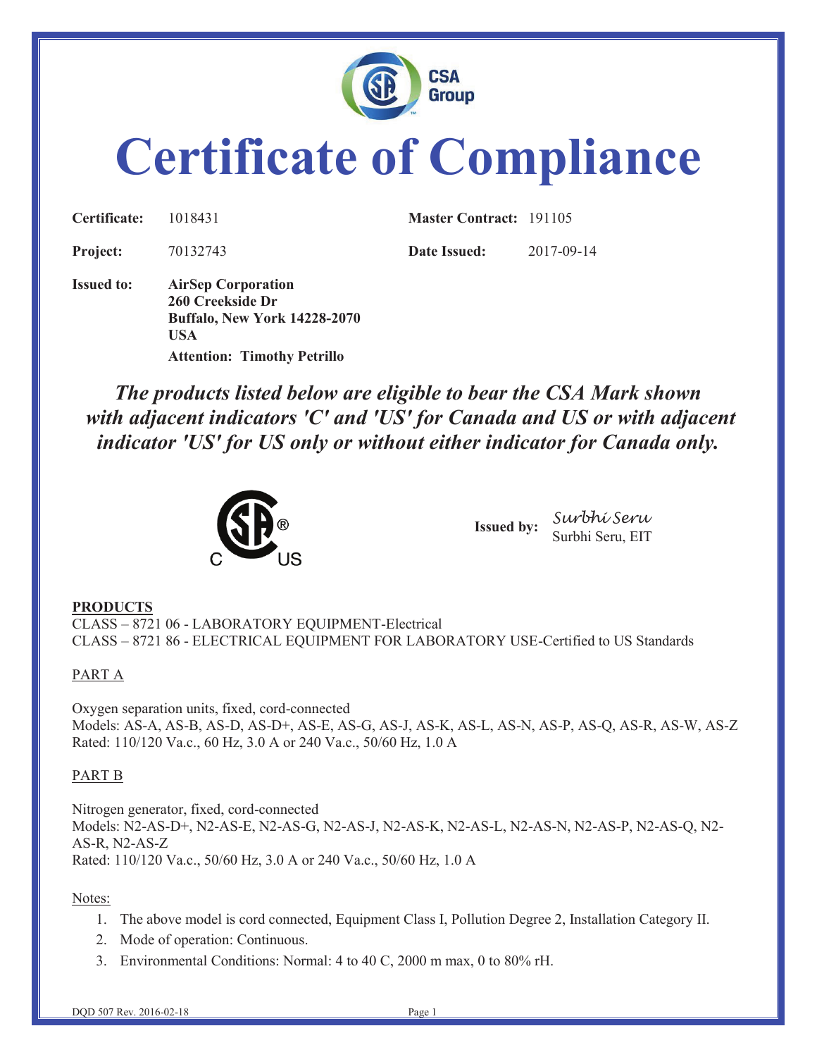# Certificate of Compliance

**Certificate:** 1018431 **Master Contract:** 191105

**Project:** 70132743 **Date Issued:** 2017-09-14

**Issued to:** **AirSep Corporation**
**260 Creekside Dr**
**Buffalo, New York 14228-2070**
**USA**
**Attention: Timothy Petrillo**

***The products listed below are eligible to bear the CSA Mark shown with adjacent indicators 'C' and 'US' for Canada and US or with adjacent indicator 'US' for US only or without either indicator for Canada only.***

**Issued by:** Surbhi Seru
Surbhi Seru, EIT

**PRODUCTS**

CLASS – 8721 06 - LABORATORY EQUIPMENT-Electrical
CLASS – 8721 86 - ELECTRICAL EQUIPMENT FOR LABORATORY USE-Certified to US Standards

PART A

Oxygen separation units, fixed, cord-connected
Models: AS-A, AS-B, AS-D, AS-D+, AS-E, AS-G, AS-J, AS-K, AS-L, AS-N, AS-P, AS-Q, AS-R, AS-W, AS-Z
Rated: 110/120 Va.c., 60 Hz, 3.0 A or 240 Va.c., 50/60 Hz, 1.0 A

PART B

Nitrogen generator, fixed, cord-connected
Models: N2-AS-D+, N2-AS-E, N2-AS-G, N2-AS-J, N2-AS-K, N2-AS-L, N2-AS-N, N2-AS-P, N2-AS-Q, N2-AS-R, N2-AS-Z
Rated: 110/120 Va.c., 50/60 Hz, 3.0 A or 240 Va.c., 50/60 Hz, 1.0 A

Notes:

1. The above model is cord connected, Equipment Class I, Pollution Degree 2, Installation Category II.
2. Mode of operation: Continuous.
3. Environmental Conditions: Normal: 4 to 40 C, 2000 m max, 0 to 80% rH.

DQD 507 Rev. 2016-02-18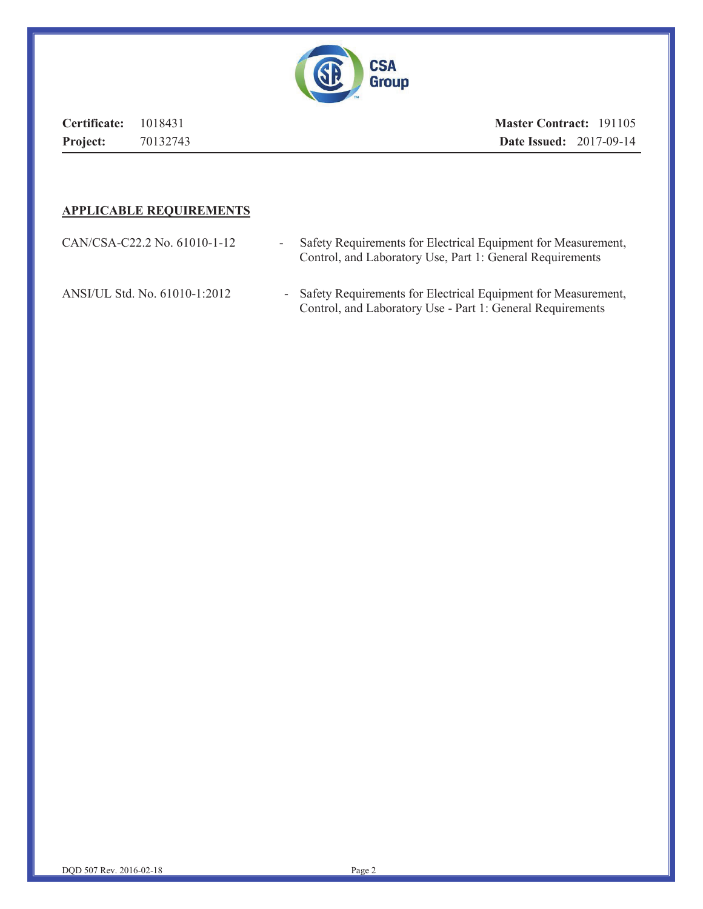**Certificate:** 1018431 **Master Contract:** 191105

**Project:** 70132743 **Date Issued:** 2017-09-14

## APPLICABLE REQUIREMENTS

| | |
|---|---|
| CAN/CSA-C22.2 No. 61010-1-12 | - Safety Requirements for Electrical Equipment for Measurement, Control, and Laboratory Use, Part 1: General Requirements |
| ANSI/UL Std. No. 61010-1:2012 | - Safety Requirements for Electrical Equipment for Measurement, Control, and Laboratory Use - Part 1: General Requirements |

DQD 507 Rev. 2016-02-18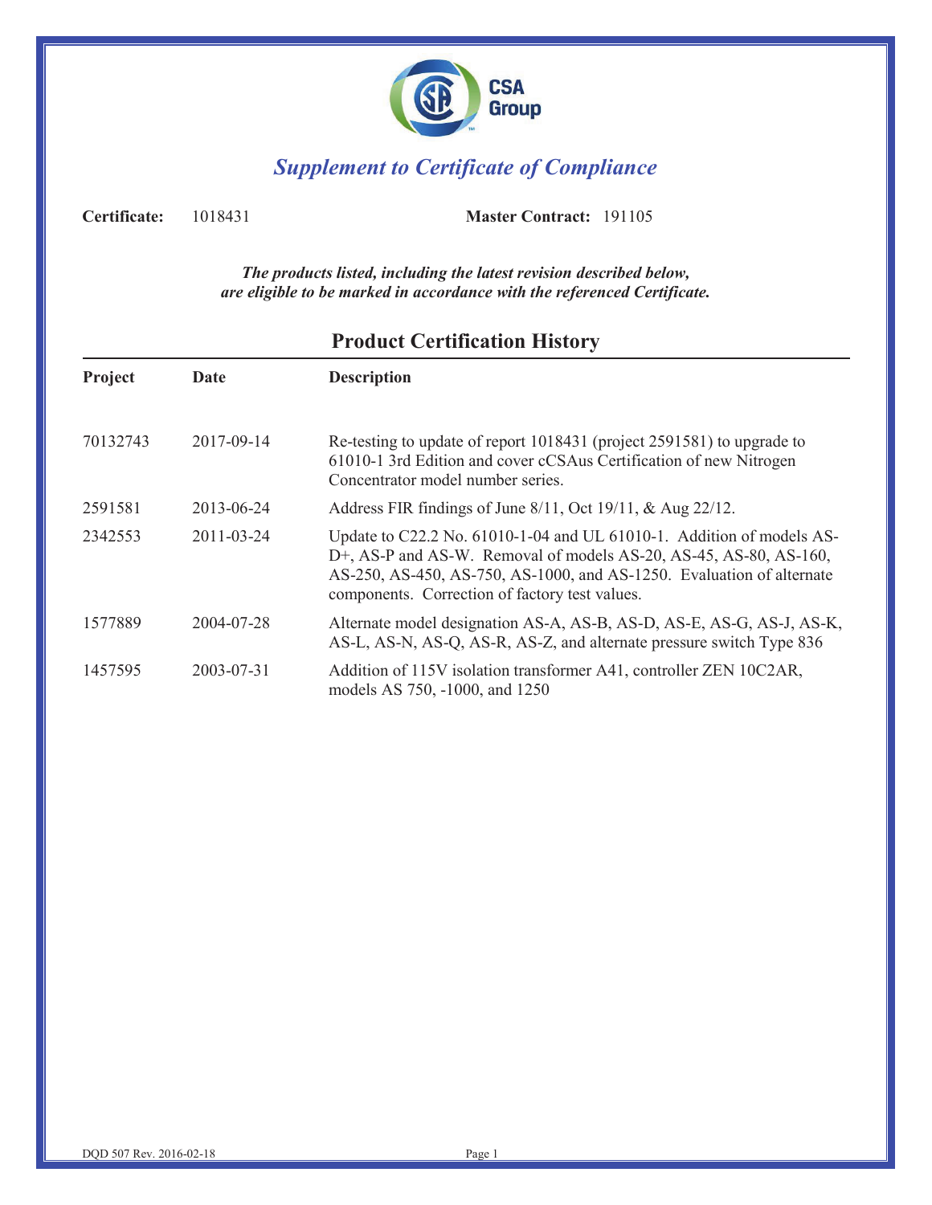# *Supplement to Certificate of Compliance*

**Certificate:** 1018431 **Master Contract:** 191105

***The products listed, including the latest revision described below, are eligible to be marked in accordance with the referenced Certificate.***

## Product Certification History

| Project | Date | Description |
|---|---|---|
| 70132743 | 2017-09-14 | Re-testing to update of report 1018431 (project 2591581) to upgrade to 61010-1 3rd Edition and cover cCSAus Certification of new Nitrogen Concentrator model number series. |
| 2591581 | 2013-06-24 | Address FIR findings of June 8/11, Oct 19/11, & Aug 22/12. |
| 2342553 | 2011-03-24 | Update to C22.2 No. 61010-1-04 and UL 61010-1. Addition of models AS-D+, AS-P and AS-W. Removal of models AS-20, AS-45, AS-80, AS-160, AS-250, AS-450, AS-750, AS-1000, and AS-1250. Evaluation of alternate components. Correction of factory test values. |
| 1577889 | 2004-07-28 | Alternate model designation AS-A, AS-B, AS-D, AS-E, AS-G, AS-J, AS-K, AS-L, AS-N, AS-Q, AS-R, AS-Z, and alternate pressure switch Type 836 |
| 1457595 | 2003-07-31 | Addition of 115V isolation transformer A41, controller ZEN 10C2AR, models AS 750, -1000, and 1250 |

DQD 507 Rev. 2016-02-18